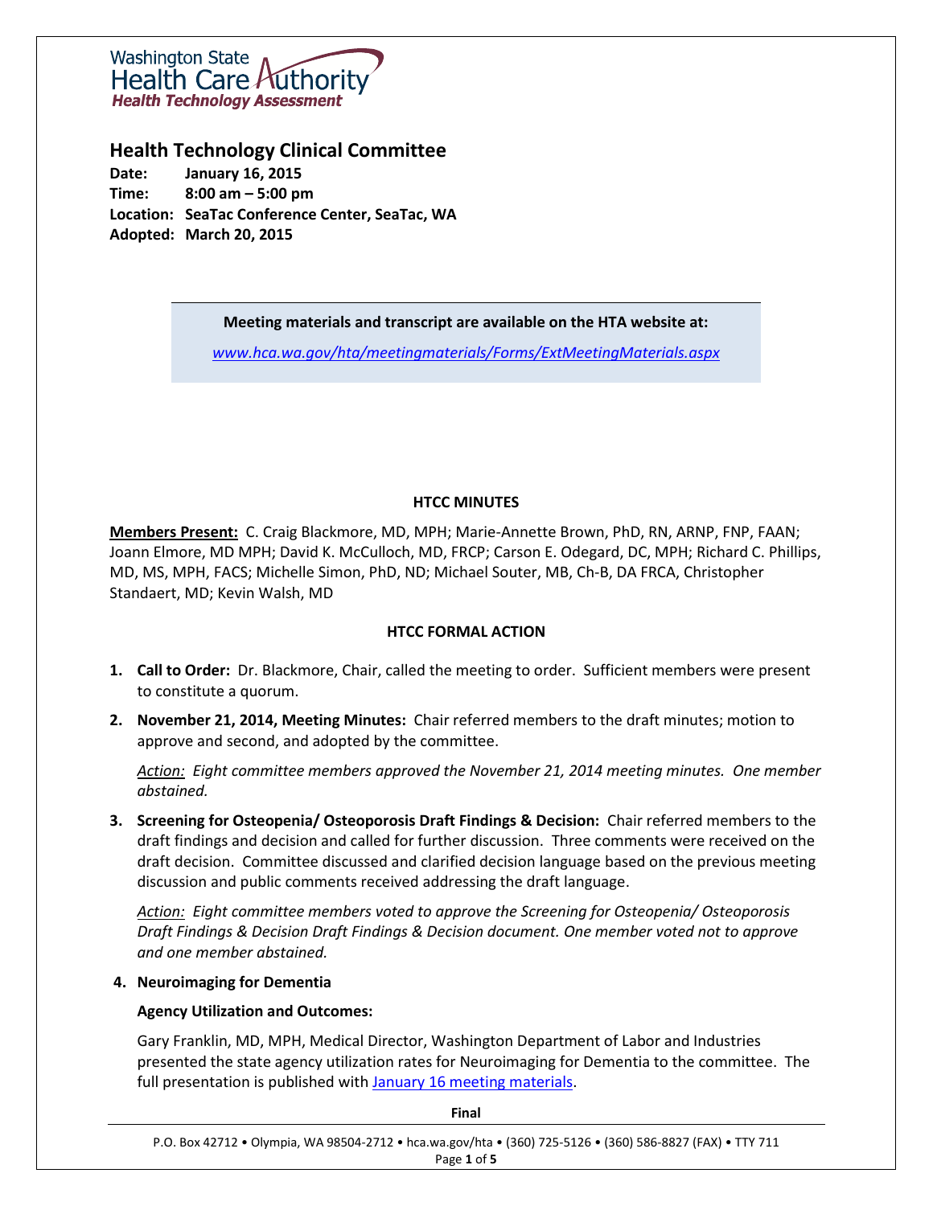Washington State Health Care Authority
Health Technology Assessment

# Health Technology Clinical Committee

**Date:** January 16, 2015
**Time:** 8:00 am – 5:00 pm
**Location:** SeaTac Conference Center, SeaTac, WA
**Adopted:** March 20, 2015

**Meeting materials and transcript are available on the HTA website at:**

*www.hca.wa.gov/hta/meetingmaterials/Forms/ExtMeetingMaterials.aspx*

## HTCC MINUTES

**Members Present:** C. Craig Blackmore, MD, MPH; Marie-Annette Brown, PhD, RN, ARNP, FNP, FAAN; Joann Elmore, MD MPH; David K. McCulloch, MD, FRCP; Carson E. Odegard, DC, MPH; Richard C. Phillips, MD, MS, MPH, FACS; Michelle Simon, PhD, ND; Michael Souter, MB, Ch-B, DA FRCA, Christopher Standaert, MD; Kevin Walsh, MD

## HTCC FORMAL ACTION

1. **Call to Order:** Dr. Blackmore, Chair, called the meeting to order. Sufficient members were present to constitute a quorum.

2. **November 21, 2014, Meeting Minutes:** Chair referred members to the draft minutes; motion to approve and second, and adopted by the committee.

   *Action: Eight committee members approved the November 21, 2014 meeting minutes. One member abstained.*

3. **Screening for Osteopenia/ Osteoporosis Draft Findings & Decision:** Chair referred members to the draft findings and decision and called for further discussion. Three comments were received on the draft decision. Committee discussed and clarified decision language based on the previous meeting discussion and public comments received addressing the draft language.

   *Action: Eight committee members voted to approve the Screening for Osteopenia/ Osteoporosis Draft Findings & Decision Draft Findings & Decision document. One member voted not to approve and one member abstained.*

4. **Neuroimaging for Dementia**

   **Agency Utilization and Outcomes:**

   Gary Franklin, MD, MPH, Medical Director, Washington Department of Labor and Industries presented the state agency utilization rates for Neuroimaging for Dementia to the committee. The full presentation is published with January 16 meeting materials.

**Final**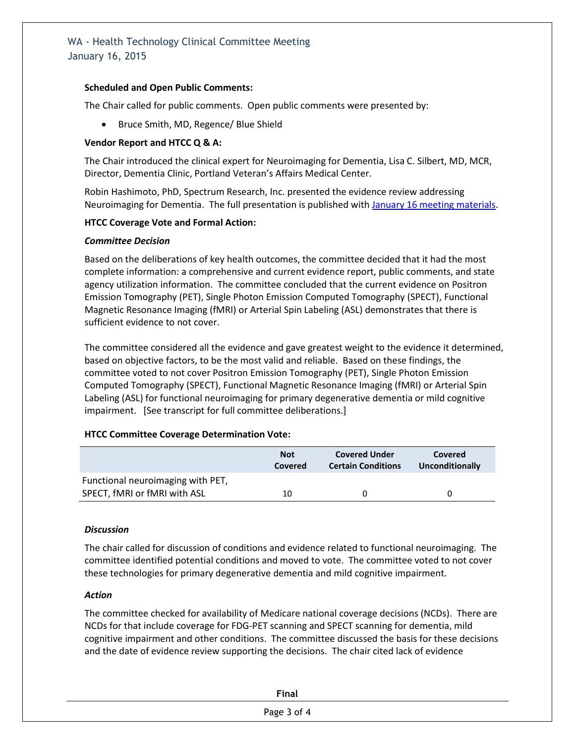**Scheduled and Open Public Comments:**

The Chair called for public comments. Open public comments were presented by:

- Bruce Smith, MD, Regence/ Blue Shield

**Vendor Report and HTCC Q & A:**

The Chair introduced the clinical expert for Neuroimaging for Dementia, Lisa C. Silbert, MD, MCR, Director, Dementia Clinic, Portland Veteran's Affairs Medical Center.

Robin Hashimoto, PhD, Spectrum Research, Inc. presented the evidence review addressing Neuroimaging for Dementia. The full presentation is published with January 16 meeting materials.

**HTCC Coverage Vote and Formal Action:**

***Committee Decision***

Based on the deliberations of key health outcomes, the committee decided that it had the most complete information: a comprehensive and current evidence report, public comments, and state agency utilization information. The committee concluded that the current evidence on Positron Emission Tomography (PET), Single Photon Emission Computed Tomography (SPECT), Functional Magnetic Resonance Imaging (fMRI) or Arterial Spin Labeling (ASL) demonstrates that there is sufficient evidence to not cover.

The committee considered all the evidence and gave greatest weight to the evidence it determined, based on objective factors, to be the most valid and reliable. Based on these findings, the committee voted to not cover Positron Emission Tomography (PET), Single Photon Emission Computed Tomography (SPECT), Functional Magnetic Resonance Imaging (fMRI) or Arterial Spin Labeling (ASL) for functional neuroimaging for primary degenerative dementia or mild cognitive impairment. [See transcript for full committee deliberations.]

**HTCC Committee Coverage Determination Vote:**

| | Not Covered | Covered Under Certain Conditions | Covered Unconditionally |
|---|---|---|---|
| Functional neuroimaging with PET, SPECT, fMRI or fMRI with ASL | 10 | 0 | 0 |

***Discussion***

The chair called for discussion of conditions and evidence related to functional neuroimaging. The committee identified potential conditions and moved to vote. The committee voted to not cover these technologies for primary degenerative dementia and mild cognitive impairment.

***Action***

The committee checked for availability of Medicare national coverage decisions (NCDs). There are NCDs for that include coverage for FDG-PET scanning and SPECT scanning for dementia, mild cognitive impairment and other conditions. The committee discussed the basis for these decisions and the date of evidence review supporting the decisions. The chair cited lack of evidence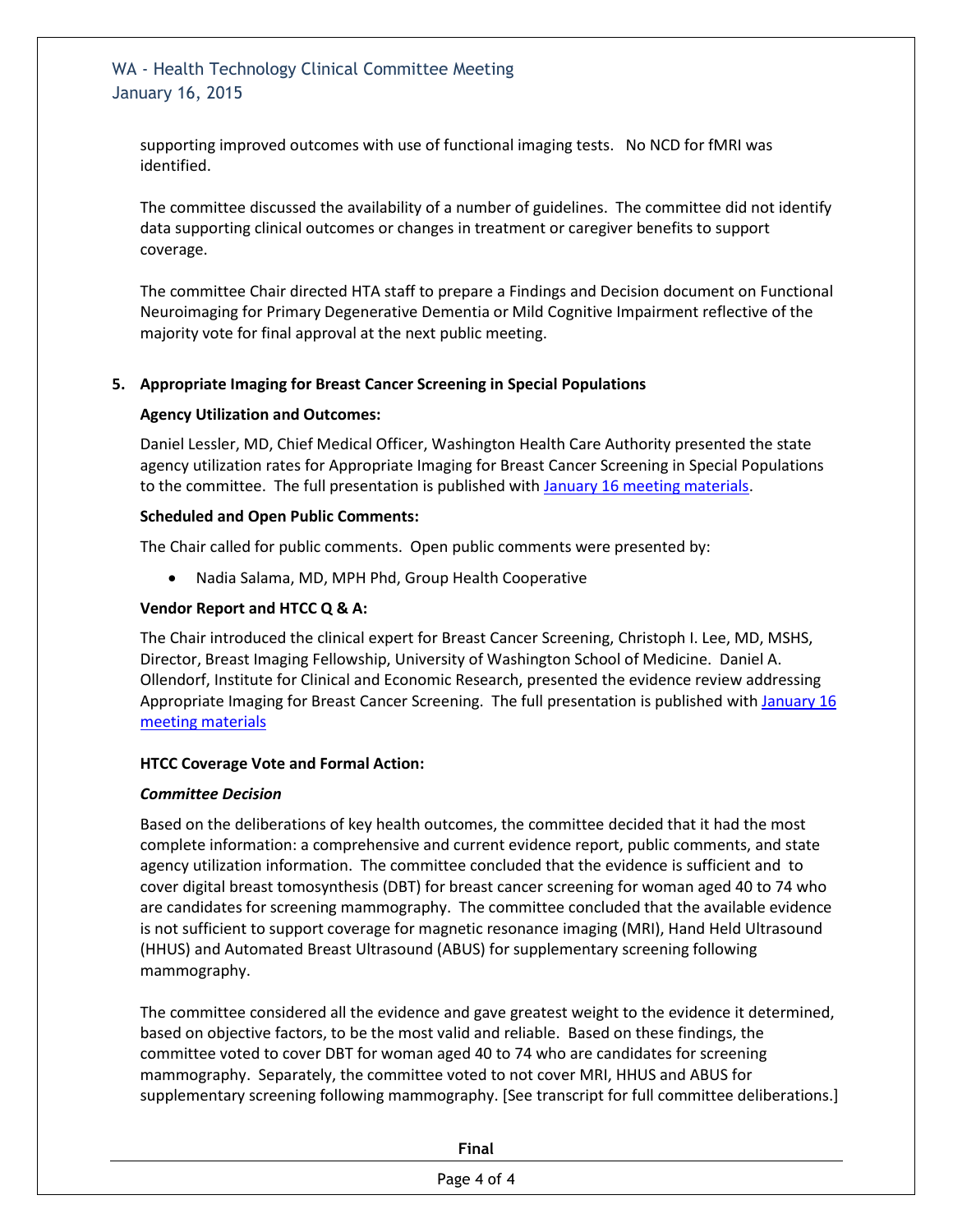supporting improved outcomes with use of functional imaging tests. No NCD for fMRI was identified.

The committee discussed the availability of a number of guidelines. The committee did not identify data supporting clinical outcomes or changes in treatment or caregiver benefits to support coverage.

The committee Chair directed HTA staff to prepare a Findings and Decision document on Functional Neuroimaging for Primary Degenerative Dementia or Mild Cognitive Impairment reflective of the majority vote for final approval at the next public meeting.

**5. Appropriate Imaging for Breast Cancer Screening in Special Populations**

**Agency Utilization and Outcomes:**

Daniel Lessler, MD, Chief Medical Officer, Washington Health Care Authority presented the state agency utilization rates for Appropriate Imaging for Breast Cancer Screening in Special Populations to the committee. The full presentation is published with January 16 meeting materials.

**Scheduled and Open Public Comments:**

The Chair called for public comments. Open public comments were presented by:

- Nadia Salama, MD, MPH Phd, Group Health Cooperative

**Vendor Report and HTCC Q & A:**

The Chair introduced the clinical expert for Breast Cancer Screening, Christoph I. Lee, MD, MSHS, Director, Breast Imaging Fellowship, University of Washington School of Medicine. Daniel A. Ollendorf, Institute for Clinical and Economic Research, presented the evidence review addressing Appropriate Imaging for Breast Cancer Screening. The full presentation is published with January 16 meeting materials

**HTCC Coverage Vote and Formal Action:**

***Committee Decision***

Based on the deliberations of key health outcomes, the committee decided that it had the most complete information: a comprehensive and current evidence report, public comments, and state agency utilization information. The committee concluded that the evidence is sufficient and to cover digital breast tomosynthesis (DBT) for breast cancer screening for woman aged 40 to 74 who are candidates for screening mammography. The committee concluded that the available evidence is not sufficient to support coverage for magnetic resonance imaging (MRI), Hand Held Ultrasound (HHUS) and Automated Breast Ultrasound (ABUS) for supplementary screening following mammography.

The committee considered all the evidence and gave greatest weight to the evidence it determined, based on objective factors, to be the most valid and reliable. Based on these findings, the committee voted to cover DBT for woman aged 40 to 74 who are candidates for screening mammography. Separately, the committee voted to not cover MRI, HHUS and ABUS for supplementary screening following mammography. [See transcript for full committee deliberations.]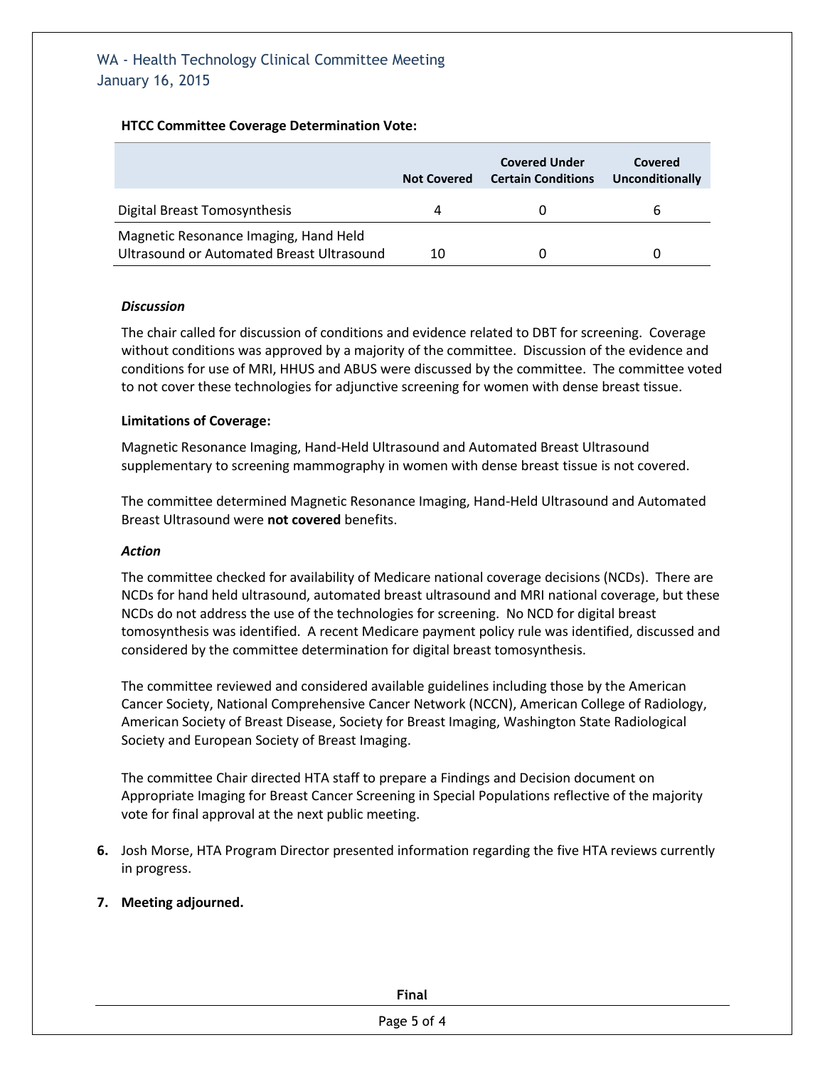**HTCC Committee Coverage Determination Vote:**

| | Not Covered | Covered Under Certain Conditions | Covered Unconditionally |
|---|---|---|---|
| Digital Breast Tomosynthesis | 4 | 0 | 6 |
| Magnetic Resonance Imaging, Hand Held Ultrasound or Automated Breast Ultrasound | 10 | 0 | 0 |

***Discussion***

The chair called for discussion of conditions and evidence related to DBT for screening. Coverage without conditions was approved by a majority of the committee. Discussion of the evidence and conditions for use of MRI, HHUS and ABUS were discussed by the committee. The committee voted to not cover these technologies for adjunctive screening for women with dense breast tissue.

**Limitations of Coverage:**

Magnetic Resonance Imaging, Hand-Held Ultrasound and Automated Breast Ultrasound supplementary to screening mammography in women with dense breast tissue is not covered.

The committee determined Magnetic Resonance Imaging, Hand-Held Ultrasound and Automated Breast Ultrasound were **not covered** benefits.

***Action***

The committee checked for availability of Medicare national coverage decisions (NCDs). There are NCDs for hand held ultrasound, automated breast ultrasound and MRI national coverage, but these NCDs do not address the use of the technologies for screening. No NCD for digital breast tomosynthesis was identified. A recent Medicare payment policy rule was identified, discussed and considered by the committee determination for digital breast tomosynthesis.

The committee reviewed and considered available guidelines including those by the American Cancer Society, National Comprehensive Cancer Network (NCCN), American College of Radiology, American Society of Breast Disease, Society for Breast Imaging, Washington State Radiological Society and European Society of Breast Imaging.

The committee Chair directed HTA staff to prepare a Findings and Decision document on Appropriate Imaging for Breast Cancer Screening in Special Populations reflective of the majority vote for final approval at the next public meeting.

6. Josh Morse, HTA Program Director presented information regarding the five HTA reviews currently in progress.

7. **Meeting adjourned.**